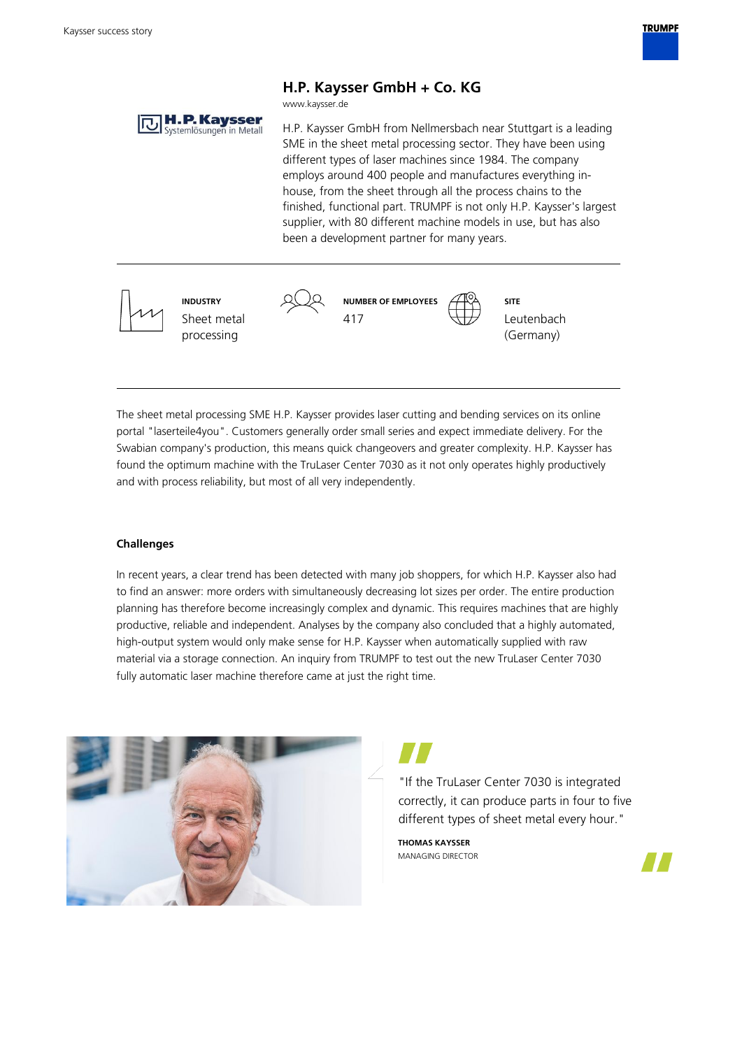# H.P. Kaysser GmbH + Co. KG

www.kaysser.de

H.P. Kaysser GmbH from Nellmersbach near Stuttgart is a leading SME in the sheet metal processing sector. They have been using different types of laser machines since 1984. The company employs around 400 people and manufactures everything in-house, from the sheet through all the process chains to the finished, functional part. TRUMPF is not only H.P. Kaysser's largest supplier, with 80 different machine models in use, but has also been a development partner for many years.

| INDUSTRY | NUMBER OF EMPLOYEES | SITE |
| --- | --- | --- |
| Sheet metal processing | 417 | Leutenbach (Germany) |

The sheet metal processing SME H.P. Kaysser provides laser cutting and bending services on its online portal "laserteile4you". Customers generally order small series and expect immediate delivery. For the Swabian company's production, this means quick changeovers and greater complexity. H.P. Kaysser has found the optimum machine with the TruLaser Center 7030 as it not only operates highly productively and with process reliability, but most of all very independently.

### Challenges

In recent years, a clear trend has been detected with many job shoppers, for which H.P. Kaysser also had to find an answer: more orders with simultaneously decreasing lot sizes per order. The entire production planning has therefore become increasingly complex and dynamic. This requires machines that are highly productive, reliable and independent. Analyses by the company also concluded that a highly automated, high-output system would only make sense for H.P. Kaysser when automatically supplied with raw material via a storage connection. An inquiry from TRUMPF to test out the new TruLaser Center 7030 fully automatic laser machine therefore came at just the right time.

> "If the TruLaser Center 7030 is integrated correctly, it can produce parts in four to five different types of sheet metal every hour."
>
> **THOMAS KAYSSER**
> MANAGING DIRECTOR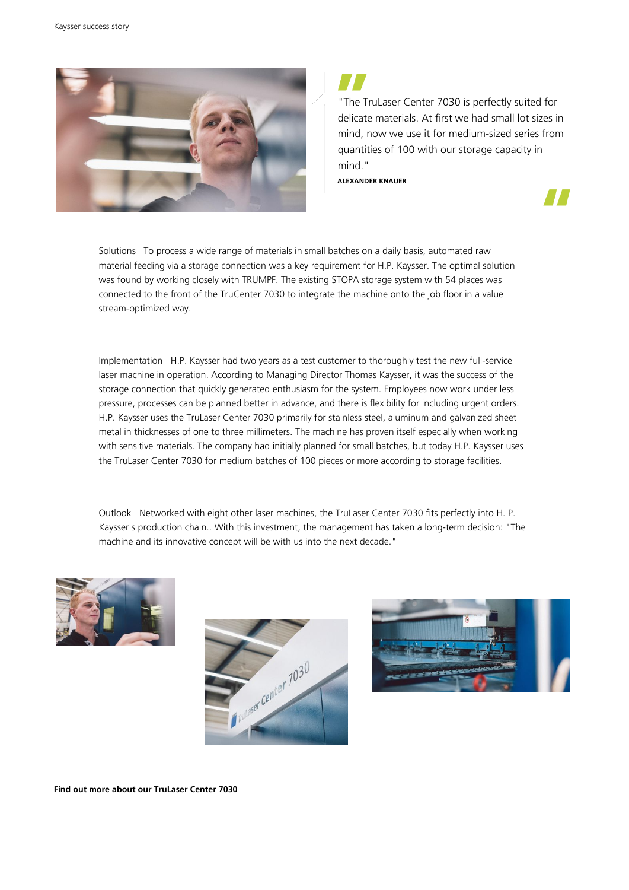"The TruLaser Center 7030 is perfectly suited for delicate materials. At first we had small lot sizes in mind, now we use it for medium-sized series from quantities of 100 with our storage capacity in mind."

**ALEXANDER KNAUER**

Solutions   To process a wide range of materials in small batches on a daily basis, automated raw material feeding via a storage connection was a key requirement for H.P. Kaysser. The optimal solution was found by working closely with TRUMPF. The existing STOPA storage system with 54 places was connected to the front of the TruCenter 7030 to integrate the machine onto the job floor in a value stream-optimized way.

Implementation   H.P. Kaysser had two years as a test customer to thoroughly test the new full-service laser machine in operation. According to Managing Director Thomas Kaysser, it was the success of the storage connection that quickly generated enthusiasm for the system. Employees now work under less pressure, processes can be planned better in advance, and there is flexibility for including urgent orders. H.P. Kaysser uses the TruLaser Center 7030 primarily for stainless steel, aluminum and galvanized sheet metal in thicknesses of one to three millimeters. The machine has proven itself especially when working with sensitive materials. The company had initially planned for small batches, but today H.P. Kaysser uses the TruLaser Center 7030 for medium batches of 100 pieces or more according to storage facilities.

Outlook   Networked with eight other laser machines, the TruLaser Center 7030 fits perfectly into H. P. Kaysser's production chain.. With this investment, the management has taken a long-term decision: "The machine and its innovative concept will be with us into the next decade."

**Find out more about our TruLaser Center 7030**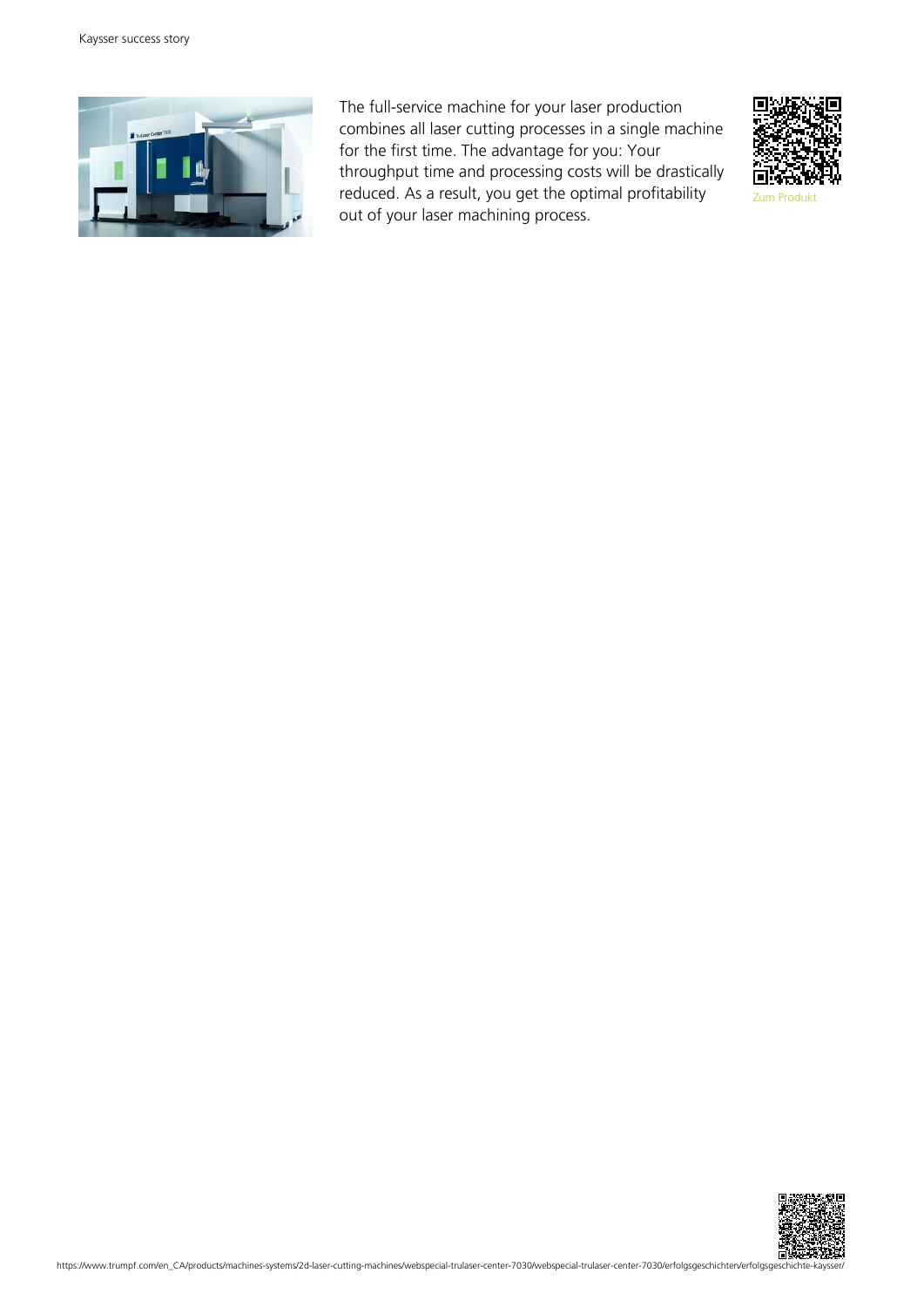The full-service machine for your laser production combines all laser cutting processes in a single machine for the first time. The advantage for you: Your throughput time and processing costs will be drastically reduced. As a result, you get the optimal profitability out of your laser machining process.

Zum Produkt